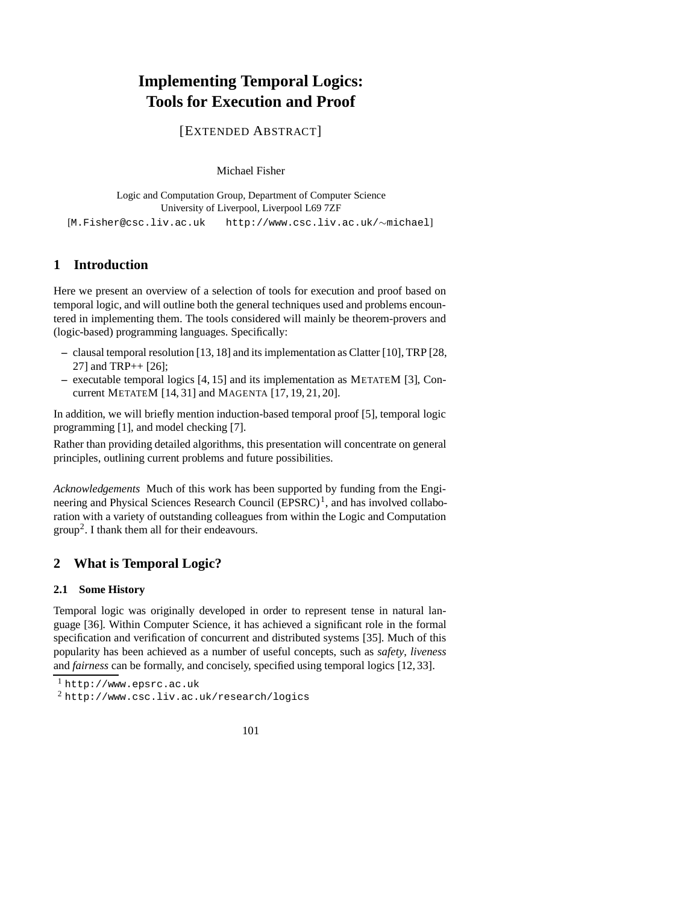# Implementing Temporal Logics: Tools for Execution and Proof

[EXTENDED ABSTRACT]

Michael Fisher

Logic and Computation Group, Department of Computer Science
University of Liverpool, Liverpool L69 7ZF
[M.Fisher@csc.liv.ac.uk    http://www.csc.liv.ac.uk/∼michael]

## 1 Introduction

Here we present an overview of a selection of tools for execution and proof based on temporal logic, and will outline both the general techniques used and problems encountered in implementing them. The tools considered will mainly be theorem-provers and (logic-based) programming languages. Specifically:

- clausal temporal resolution [13, 18] and its implementation as Clatter [10], TRP [28, 27] and TRP++ [26];
- executable temporal logics [4, 15] and its implementation as METATEM [3], Concurrent METATEM [14, 31] and MAGENTA [17, 19, 21, 20].

In addition, we will briefly mention induction-based temporal proof [5], temporal logic programming [1], and model checking [7].

Rather than providing detailed algorithms, this presentation will concentrate on general principles, outlining current problems and future possibilities.

*Acknowledgements* Much of this work has been supported by funding from the Engineering and Physical Sciences Research Council (EPSRC)[1], and has involved collaboration with a variety of outstanding colleagues from within the Logic and Computation group[2]. I thank them all for their endeavours.

## 2 What is Temporal Logic?

### 2.1 Some History

Temporal logic was originally developed in order to represent tense in natural language [36]. Within Computer Science, it has achieved a significant role in the formal specification and verification of concurrent and distributed systems [35]. Much of this popularity has been achieved as a number of useful concepts, such as *safety*, *liveness* and *fairness* can be formally, and concisely, specified using temporal logics [12, 33].

[1] http://www.epsrc.ac.uk

[2] http://www.csc.liv.ac.uk/research/logics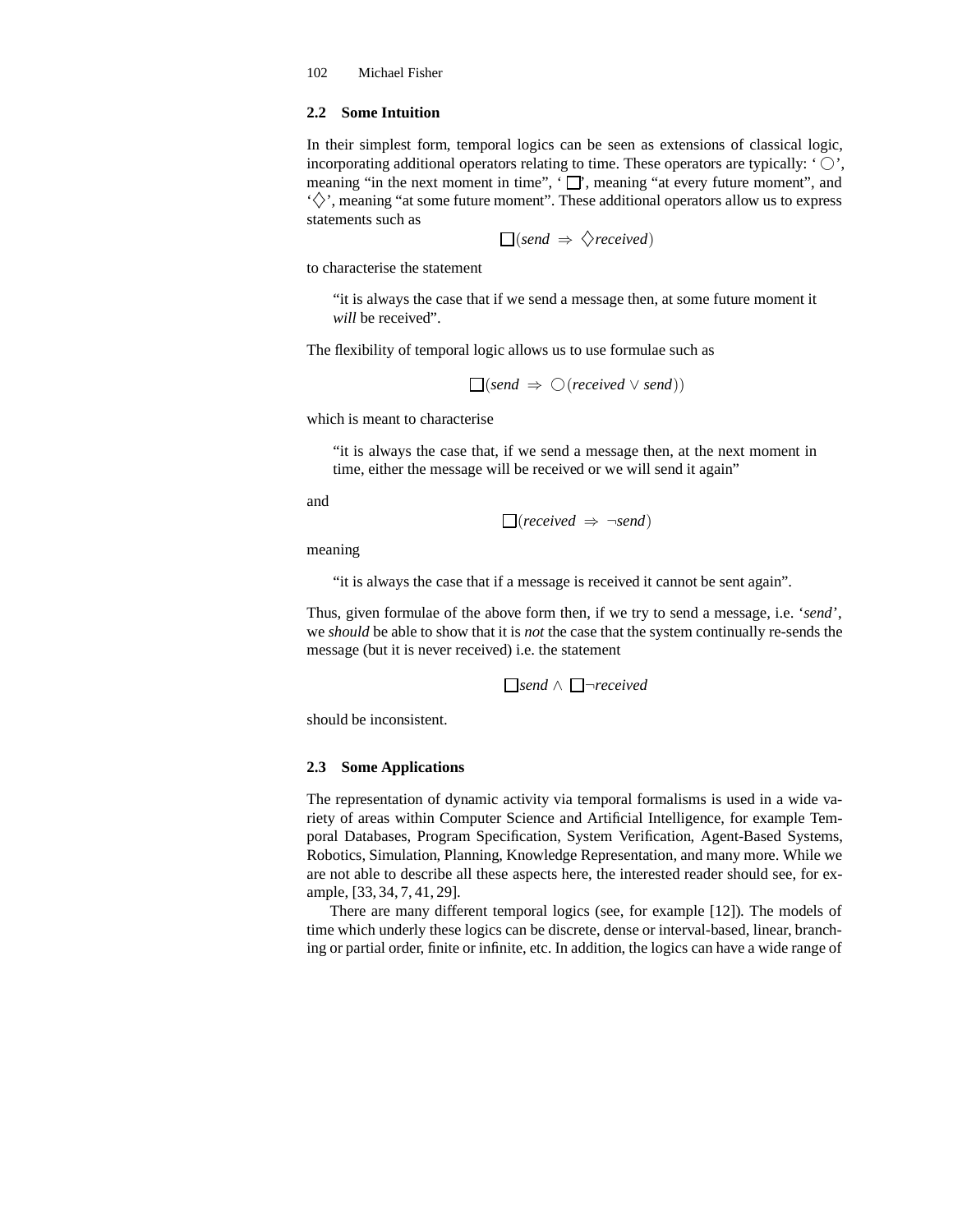### 2.2 Some Intuition

In their simplest form, temporal logics can be seen as extensions of classical logic, incorporating additional operators relating to time. These operators are typically: '$\bigcirc$', meaning "in the next moment in time", '$\square$', meaning "at every future moment", and '$\Diamond$', meaning "at some future moment". These additional operators allow us to express statements such as

$$\square(\mathit{send} \Rightarrow \Diamond \mathit{received})$$

to characterise the statement

> "it is always the case that if we send a message then, at some future moment it *will* be received".

The flexibility of temporal logic allows us to use formulae such as

$$\square(\mathit{send} \Rightarrow \bigcirc(\mathit{received} \vee \mathit{send}))$$

which is meant to characterise

> "it is always the case that, if we send a message then, at the next moment in time, either the message will be received or we will send it again"

and

$$\square(\mathit{received} \Rightarrow \neg \mathit{send})$$

meaning

> "it is always the case that if a message is received it cannot be sent again".

Thus, given formulae of the above form then, if we try to send a message, i.e. '*send*', we *should* be able to show that it is *not* the case that the system continually re-sends the message (but it is never received) i.e. the statement

$$\square \mathit{send} \wedge \square \neg \mathit{received}$$

should be inconsistent.

### 2.3 Some Applications

The representation of dynamic activity via temporal formalisms is used in a wide variety of areas within Computer Science and Artificial Intelligence, for example Temporal Databases, Program Specification, System Verification, Agent-Based Systems, Robotics, Simulation, Planning, Knowledge Representation, and many more. While we are not able to describe all these aspects here, the interested reader should see, for example, [33, 34, 7, 41, 29].

There are many different temporal logics (see, for example [12]). The models of time which underly these logics can be discrete, dense or interval-based, linear, branching or partial order, finite or infinite, etc. In addition, the logics can have a wide range of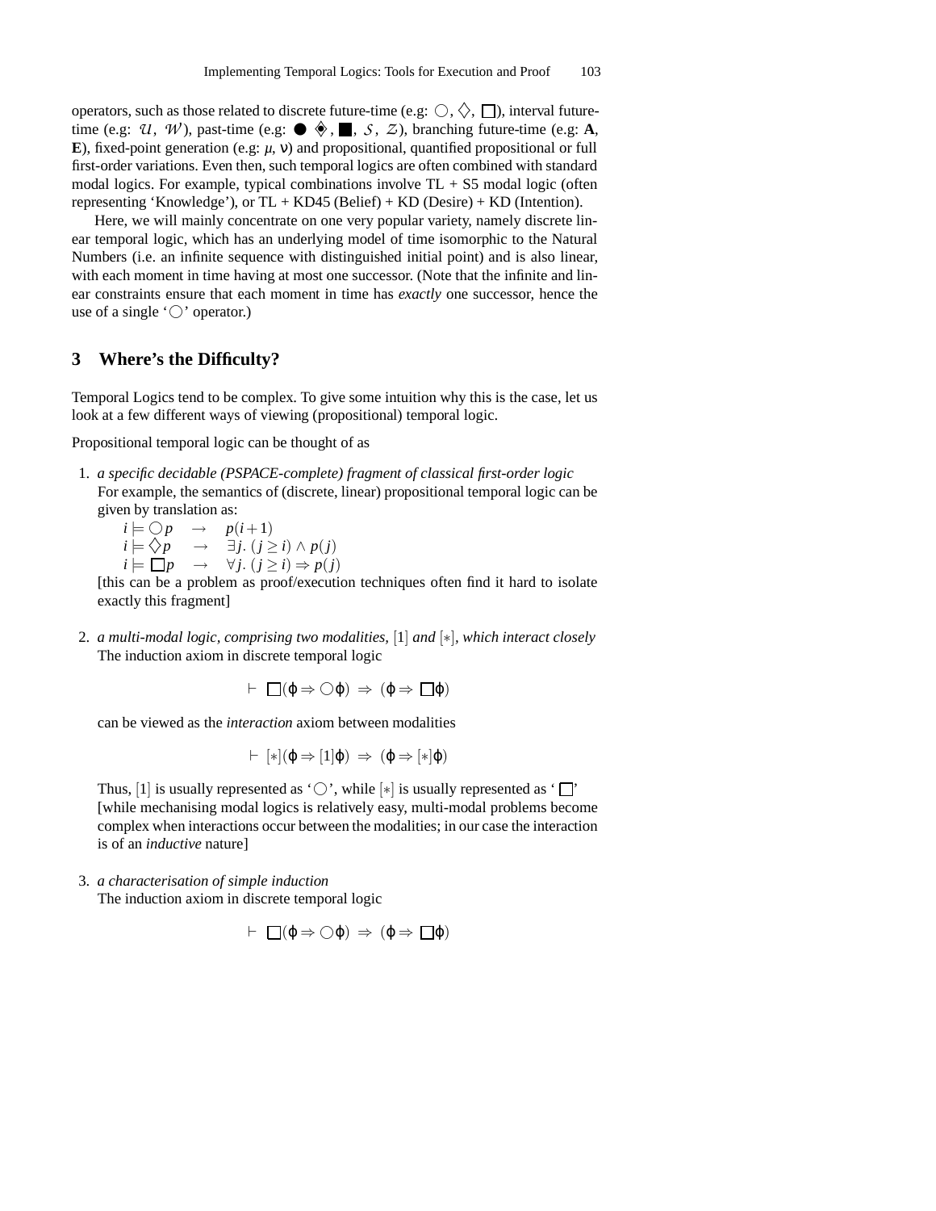operators, such as those related to discrete future-time (e.g: $\bigcirc$, $\diamondsuit$, $\square$), interval future-time (e.g: $\mathcal{U}$, $\mathcal{W}$), past-time (e.g: $\bullet$ $\diamondsuit$, $\blacksquare$, $\mathcal{S}$, $\mathcal{Z}$), branching future-time (e.g: **A**, **E**), fixed-point generation (e.g: $\mu$, $\nu$) and propositional, quantified propositional or full first-order variations. Even then, such temporal logics are often combined with standard modal logics. For example, typical combinations involve TL + S5 modal logic (often representing 'Knowledge'), or TL + KD45 (Belief) + KD (Desire) + KD (Intention).

Here, we will mainly concentrate on one very popular variety, namely discrete linear temporal logic, which has an underlying model of time isomorphic to the Natural Numbers (i.e. an infinite sequence with distinguished initial point) and is also linear, with each moment in time having at most one successor. (Note that the infinite and linear constraints ensure that each moment in time has *exactly* one successor, hence the use of a single '$\bigcirc$' operator.)

## 3 Where's the Difficulty?

Temporal Logics tend to be complex. To give some intuition why this is the case, let us look at a few different ways of viewing (propositional) temporal logic.

Propositional temporal logic can be thought of as

1. *a specific decidable (PSPACE-complete) fragment of classical first-order logic*
   For example, the semantics of (discrete, linear) propositional temporal logic can be given by translation as:
   $i \models \bigcirc p \quad \rightarrow \quad p(i+1)$
   $i \models \diamondsuit p \quad \rightarrow \quad \exists j.\, (j \geq i) \wedge p(j)$
   $i \models \square p \quad \rightarrow \quad \forall j.\, (j \geq i) \Rightarrow p(j)$
   [this can be a problem as proof/execution techniques often find it hard to isolate exactly this fragment]

2. *a multi-modal logic, comprising two modalities,* $[1]$ *and* $[*]$*, which interact closely*
   The induction axiom in discrete temporal logic

   $$\vdash \; \square(\varphi \Rightarrow \bigcirc\varphi) \;\Rightarrow\; (\varphi \Rightarrow \square\varphi)$$

   can be viewed as the *interaction* axiom between modalities

   $$\vdash \; [*](\varphi \Rightarrow [1]\varphi) \;\Rightarrow\; (\varphi \Rightarrow [*]\varphi)$$

   Thus, $[1]$ is usually represented as '$\bigcirc$', while $[*]$ is usually represented as '$\square$'
   [while mechanising modal logics is relatively easy, multi-modal problems become complex when interactions occur between the modalities; in our case the interaction is of an *inductive* nature]

3. *a characterisation of simple induction*
   The induction axiom in discrete temporal logic

   $$\vdash \; \square(\varphi \Rightarrow \bigcirc\varphi) \;\Rightarrow\; (\varphi \Rightarrow \square\varphi)$$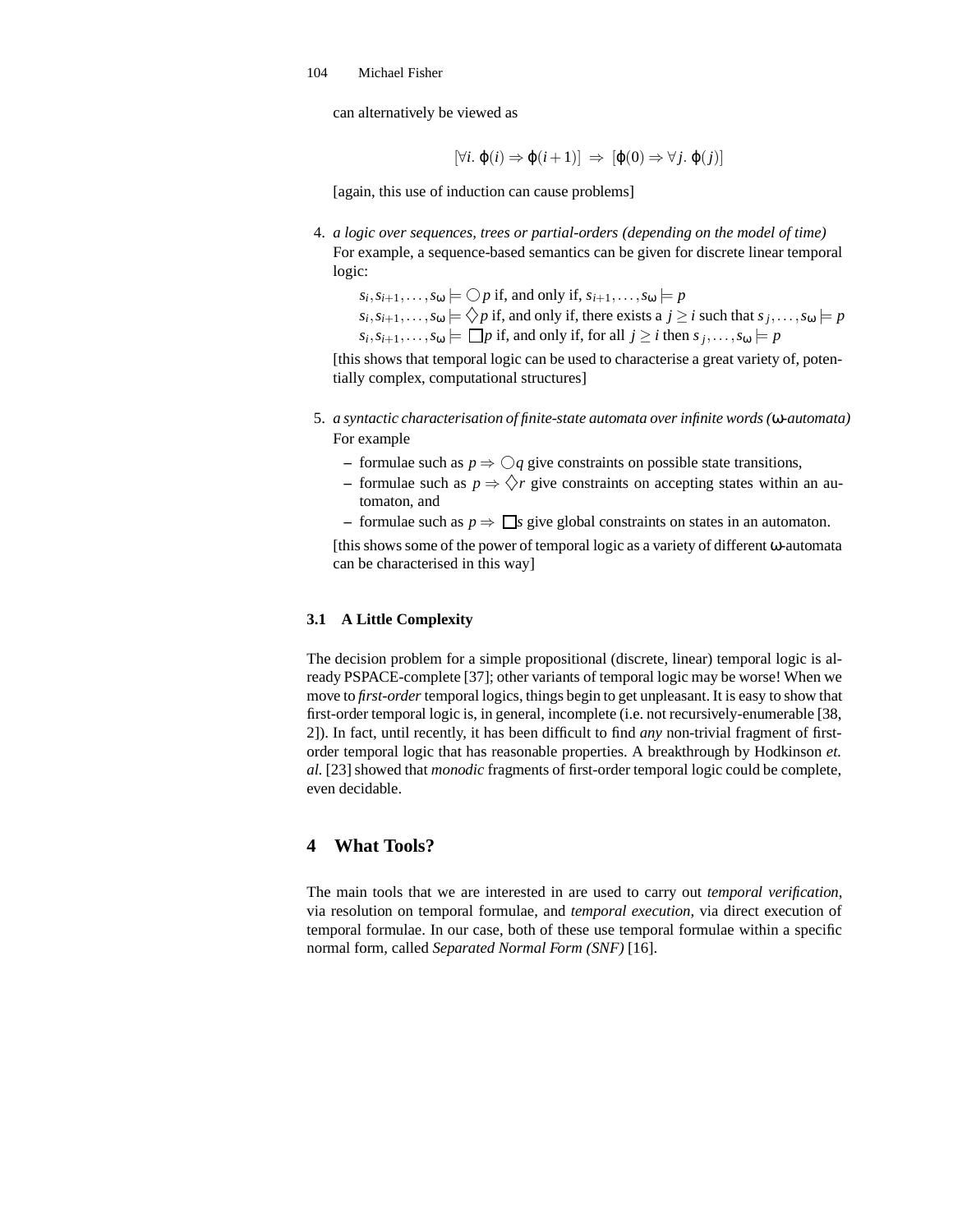can alternatively be viewed as

$$[\forall i.\ \varphi(i) \Rightarrow \varphi(i+1)] \ \Rightarrow\ [\varphi(0) \Rightarrow \forall j.\ \varphi(j)]$$

[again, this use of induction can cause problems]

4. *a logic over sequences, trees or partial-orders (depending on the model of time)*
   For example, a sequence-based semantics can be given for discrete linear temporal logic:

   $s_i, s_{i+1}, \ldots, s_\omega \models \bigcirc p$ if, and only if, $s_{i+1}, \ldots, s_\omega \models p$
   $s_i, s_{i+1}, \ldots, s_\omega \models \Diamond p$ if, and only if, there exists a $j \geq i$ such that $s_j, \ldots, s_\omega \models p$
   $s_i, s_{i+1}, \ldots, s_\omega \models \Box p$ if, and only if, for all $j \geq i$ then $s_j, \ldots, s_\omega \models p$

   [this shows that temporal logic can be used to characterise a great variety of, potentially complex, computational structures]

5. *a syntactic characterisation of finite-state automata over infinite words (ω-automata)*
   For example
   - formulae such as $p \Rightarrow \bigcirc q$ give constraints on possible state transitions,
   - formulae such as $p \Rightarrow \Diamond r$ give constraints on accepting states within an automaton, and
   - formulae such as $p \Rightarrow \Box s$ give global constraints on states in an automaton.

   [this shows some of the power of temporal logic as a variety of different ω-automata can be characterised in this way]

### 3.1 A Little Complexity

The decision problem for a simple propositional (discrete, linear) temporal logic is already PSPACE-complete [37]; other variants of temporal logic may be worse! When we move to *first-order* temporal logics, things begin to get unpleasant. It is easy to show that first-order temporal logic is, in general, incomplete (i.e. not recursively-enumerable [38, 2]). In fact, until recently, it has been difficult to find *any* non-trivial fragment of first-order temporal logic that has reasonable properties. A breakthrough by Hodkinson *et. al.* [23] showed that *monodic* fragments of first-order temporal logic could be complete, even decidable.

## 4 What Tools?

The main tools that we are interested in are used to carry out *temporal verification*, via resolution on temporal formulae, and *temporal execution*, via direct execution of temporal formulae. In our case, both of these use temporal formulae within a specific normal form, called *Separated Normal Form (SNF)* [16].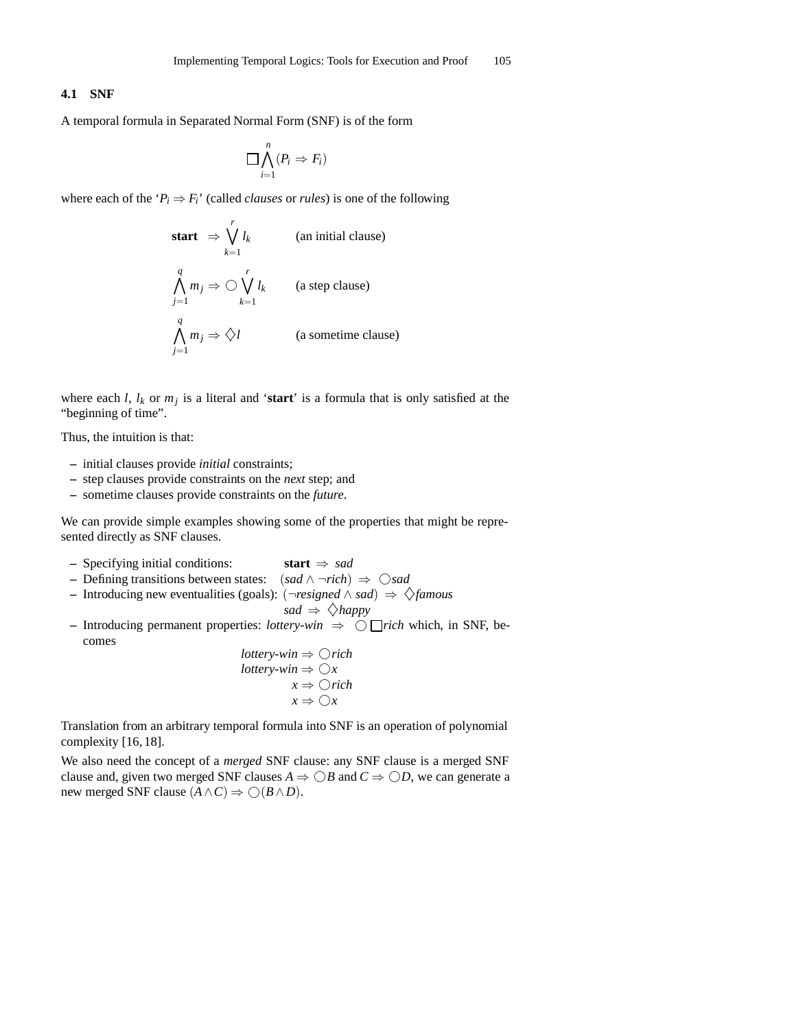### 4.1 SNF

A temporal formula in Separated Normal Form (SNF) is of the form

$$\Box \bigwedge_{i=1}^{n} (P_i \Rightarrow F_i)$$

where each of the '$P_i \Rightarrow F_i$' (called *clauses* or *rules*) is one of the following

$$\begin{array}{lll}
\textbf{start} \Rightarrow \bigvee_{k=1}^{r} l_k & & \text{(an initial clause)} \\
\bigwedge_{j=1}^{q} m_j \Rightarrow \bigcirc \bigvee_{k=1}^{r} l_k & & \text{(a step clause)} \\
\bigwedge_{j=1}^{q} m_j \Rightarrow \Diamond l & & \text{(a sometime clause)}
\end{array}$$

where each $l$, $l_k$ or $m_j$ is a literal and '**start**' is a formula that is only satisfied at the "beginning of time".

Thus, the intuition is that:

– initial clauses provide *initial* constraints;
– step clauses provide constraints on the *next* step; and
– sometime clauses provide constraints on the *future*.

We can provide simple examples showing some of the properties that might be represented directly as SNF clauses.

– Specifying initial conditions: $\textbf{start} \Rightarrow \mathit{sad}$
– Defining transitions between states: $(\mathit{sad} \wedge \neg \mathit{rich}) \Rightarrow \bigcirc \mathit{sad}$
– Introducing new eventualities (goals): $(\neg \mathit{resigned} \wedge \mathit{sad}) \Rightarrow \Diamond \mathit{famous}$
  $\mathit{sad} \Rightarrow \Diamond \mathit{happy}$
– Introducing permanent properties: $\mathit{lottery\text{-}win} \Rightarrow \bigcirc \Box \mathit{rich}$ which, in SNF, becomes

$$\begin{array}{r}
\mathit{lottery\text{-}win} \Rightarrow \bigcirc \mathit{rich} \\
\mathit{lottery\text{-}win} \Rightarrow \bigcirc x \\
x \Rightarrow \bigcirc \mathit{rich} \\
x \Rightarrow \bigcirc x
\end{array}$$

Translation from an arbitrary temporal formula into SNF is an operation of polynomial complexity [16, 18].

We also need the concept of a *merged* SNF clause: any SNF clause is a merged SNF clause and, given two merged SNF clauses $A \Rightarrow \bigcirc B$ and $C \Rightarrow \bigcirc D$, we can generate a new merged SNF clause $(A \wedge C) \Rightarrow \bigcirc (B \wedge D)$.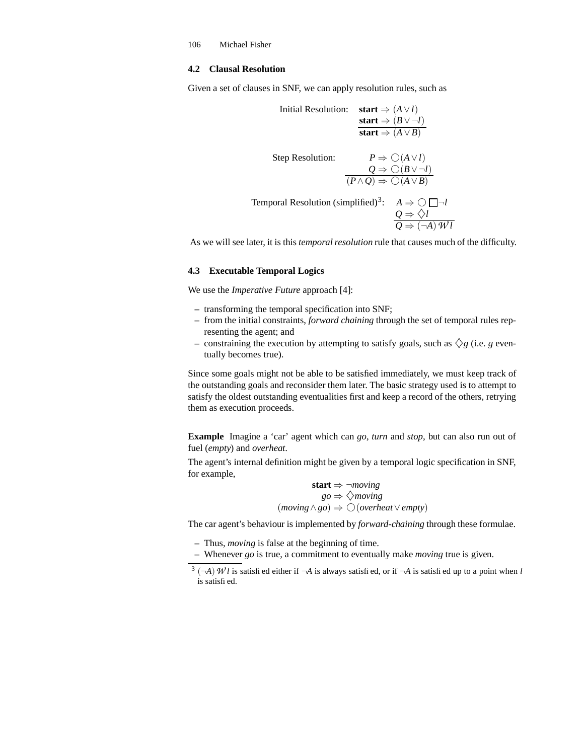### 4.2 Clausal Resolution

Given a set of clauses in SNF, we can apply resolution rules, such as

Initial Resolution:
$$\frac{\begin{array}{l}\textbf{start} \Rightarrow (A \vee l) \\ \textbf{start} \Rightarrow (B \vee \neg l)\end{array}}{\textbf{start} \Rightarrow (A \vee B)}$$

Step Resolution:
$$\frac{\begin{array}{r}P \Rightarrow \bigcirc(A \vee l) \\ Q \Rightarrow \bigcirc(B \vee \neg l)\end{array}}{(P \wedge Q) \Rightarrow \bigcirc(A \vee B)}$$

Temporal Resolution (simplified)[3]:
$$\frac{\begin{array}{r}A \Rightarrow \bigcirc \Box \neg l \\ Q \Rightarrow \Diamond l\end{array}}{Q \Rightarrow (\neg A)\, \mathcal{W}\, l}$$

As we will see later, it is this *temporal resolution* rule that causes much of the difficulty.

### 4.3 Executable Temporal Logics

We use the *Imperative Future* approach [4]:

- transforming the temporal specification into SNF;
- from the initial constraints, *forward chaining* through the set of temporal rules representing the agent; and
- constraining the execution by attempting to satisfy goals, such as $\Diamond g$ (i.e. $g$ eventually becomes true).

Since some goals might not be able to be satisfied immediately, we must keep track of the outstanding goals and reconsider them later. The basic strategy used is to attempt to satisfy the oldest outstanding eventualities first and keep a record of the others, retrying them as execution proceeds.

**Example** Imagine a 'car' agent which can *go*, *turn* and *stop*, but can also run out of fuel (*empty*) and *overheat*.

The agent's internal definition might be given by a temporal logic specification in SNF, for example,

$$\begin{array}{r}\textbf{start} \Rightarrow \neg moving \\ go \Rightarrow \Diamond moving \\ (moving \wedge go) \Rightarrow \bigcirc(overheat \vee empty)\end{array}$$

The car agent's behaviour is implemented by *forward-chaining* through these formulae.

- Thus, *moving* is false at the beginning of time.
- Whenever *go* is true, a commitment to eventually make *moving* true is given.

[3] $(\neg A)\, \mathcal{W}\, l$ is satisfied either if $\neg A$ is always satisfied, or if $\neg A$ is satisfied up to a point when $l$ is satisfied.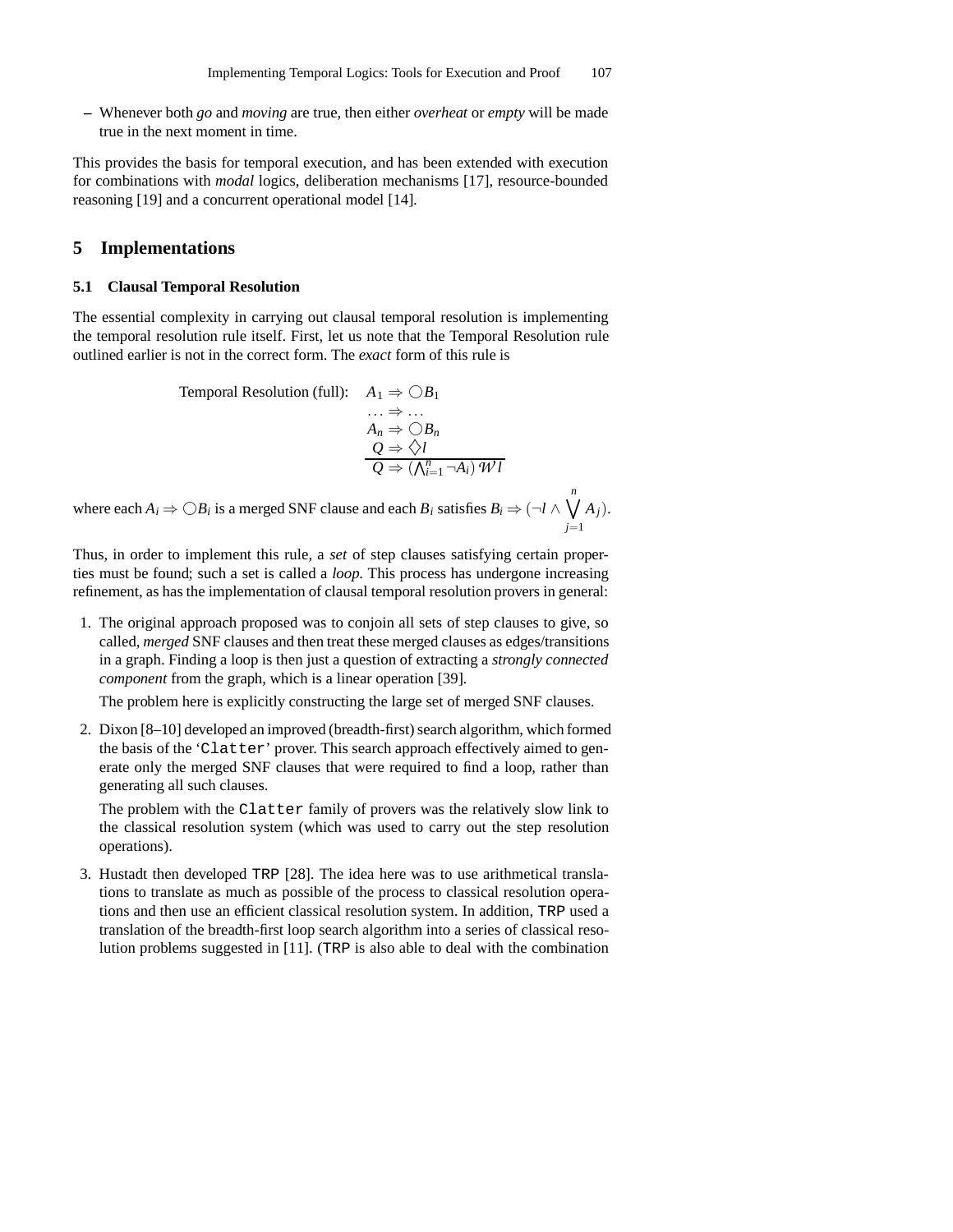– Whenever both *go* and *moving* are true, then either *overheat* or *empty* will be made true in the next moment in time.

This provides the basis for temporal execution, and has been extended with execution for combinations with *modal* logics, deliberation mechanisms [17], resource-bounded reasoning [19] and a concurrent operational model [14].

## 5 Implementations

### 5.1 Clausal Temporal Resolution

The essential complexity in carrying out clausal temporal resolution is implementing the temporal resolution rule itself. First, let us note that the Temporal Resolution rule outlined earlier is not in the correct form. The *exact* form of this rule is

$$\text{Temporal Resolution (full):}\quad \begin{array}{c} A_1 \Rightarrow \bigcirc B_1 \\ \ldots \Rightarrow \ldots \\ A_n \Rightarrow \bigcirc B_n \\ Q \Rightarrow \Diamond l \\ \hline Q \Rightarrow (\bigwedge_{i=1}^{n} \neg A_i)\, \mathcal{W}\, l \end{array}$$

where each $A_i \Rightarrow \bigcirc B_i$ is a merged SNF clause and each $B_i$ satisfies $B_i \Rightarrow (\neg l \wedge \bigvee_{j=1}^{n} A_j)$.

Thus, in order to implement this rule, a *set* of step clauses satisfying certain properties must be found; such a set is called a *loop*. This process has undergone increasing refinement, as has the implementation of clausal temporal resolution provers in general:

1. The original approach proposed was to conjoin all sets of step clauses to give, so called, *merged* SNF clauses and then treat these merged clauses as edges/transitions in a graph. Finding a loop is then just a question of extracting a *strongly connected component* from the graph, which is a linear operation [39].

   The problem here is explicitly constructing the large set of merged SNF clauses.

2. Dixon [8–10] developed an improved (breadth-first) search algorithm, which formed the basis of the '`Clatter`' prover. This search approach effectively aimed to generate only the merged SNF clauses that were required to find a loop, rather than generating all such clauses.

   The problem with the `Clatter` family of provers was the relatively slow link to the classical resolution system (which was used to carry out the step resolution operations).

3. Hustadt then developed `TRP` [28]. The idea here was to use arithmetical translations to translate as much as possible of the process to classical resolution operations and then use an efficient classical resolution system. In addition, `TRP` used a translation of the breadth-first loop search algorithm into a series of classical resolution problems suggested in [11]. (`TRP` is also able to deal with the combination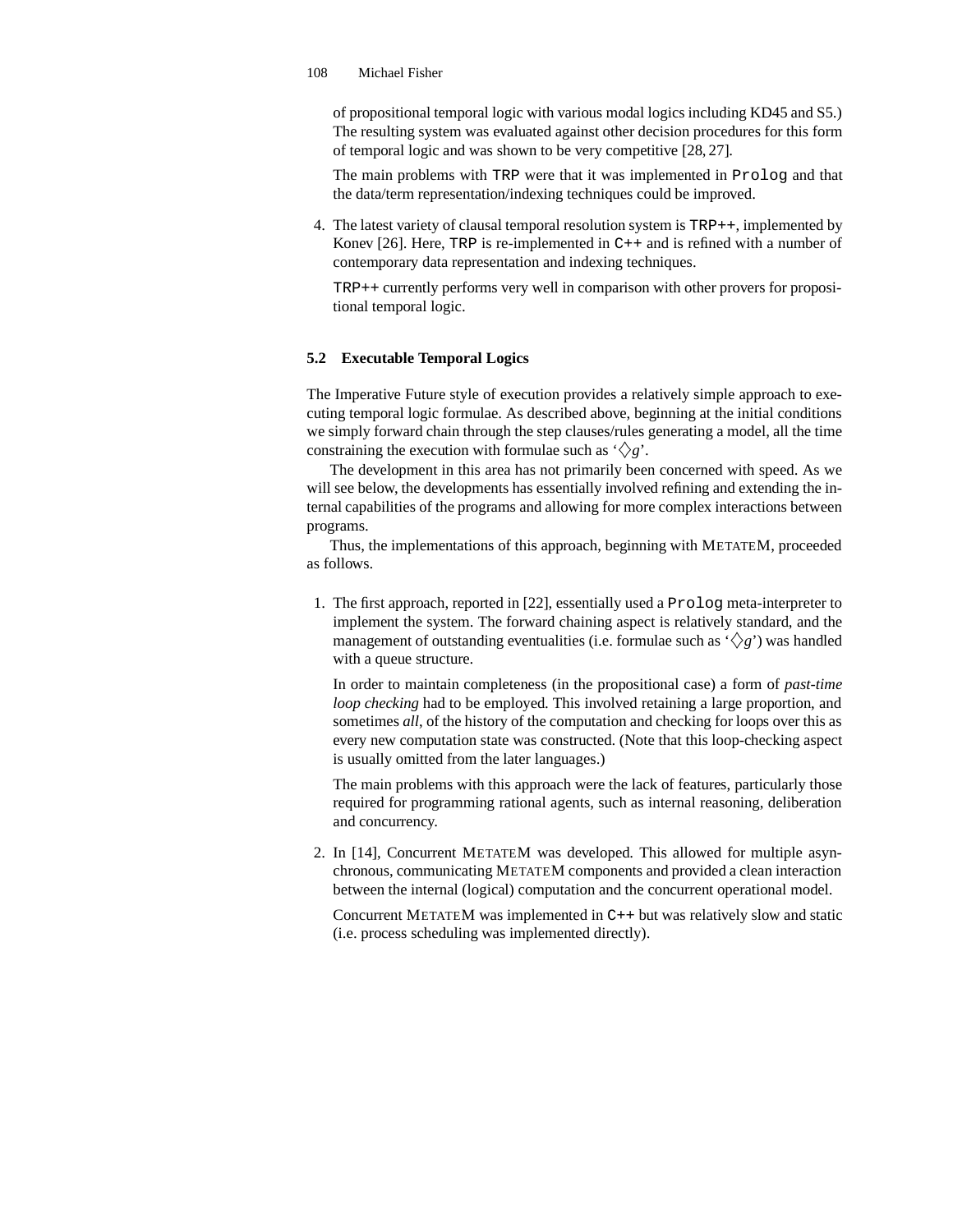of propositional temporal logic with various modal logics including KD45 and S5.) The resulting system was evaluated against other decision procedures for this form of temporal logic and was shown to be very competitive [28, 27].

The main problems with `TRP` were that it was implemented in `Prolog` and that the data/term representation/indexing techniques could be improved.

4. The latest variety of clausal temporal resolution system is `TRP++`, implemented by Konev [26]. Here, `TRP` is re-implemented in `C++` and is refined with a number of contemporary data representation and indexing techniques.

   `TRP++` currently performs very well in comparison with other provers for propositional temporal logic.

### 5.2 Executable Temporal Logics

The Imperative Future style of execution provides a relatively simple approach to executing temporal logic formulae. As described above, beginning at the initial conditions we simply forward chain through the step clauses/rules generating a model, all the time constraining the execution with formulae such as '$\lozenge g$'.

The development in this area has not primarily been concerned with speed. As we will see below, the developments has essentially involved refining and extending the internal capabilities of the programs and allowing for more complex interactions between programs.

Thus, the implementations of this approach, beginning with METATEM, proceeded as follows.

1. The first approach, reported in [22], essentially used a `Prolog` meta-interpreter to implement the system. The forward chaining aspect is relatively standard, and the management of outstanding eventualities (i.e. formulae such as '$\lozenge g$') was handled with a queue structure.

   In order to maintain completeness (in the propositional case) a form of *past-time loop checking* had to be employed. This involved retaining a large proportion, and sometimes *all*, of the history of the computation and checking for loops over this as every new computation state was constructed. (Note that this loop-checking aspect is usually omitted from the later languages.)

   The main problems with this approach were the lack of features, particularly those required for programming rational agents, such as internal reasoning, deliberation and concurrency.

2. In [14], Concurrent METATEM was developed. This allowed for multiple asynchronous, communicating METATEM components and provided a clean interaction between the internal (logical) computation and the concurrent operational model.

   Concurrent METATEM was implemented in `C++` but was relatively slow and static (i.e. process scheduling was implemented directly).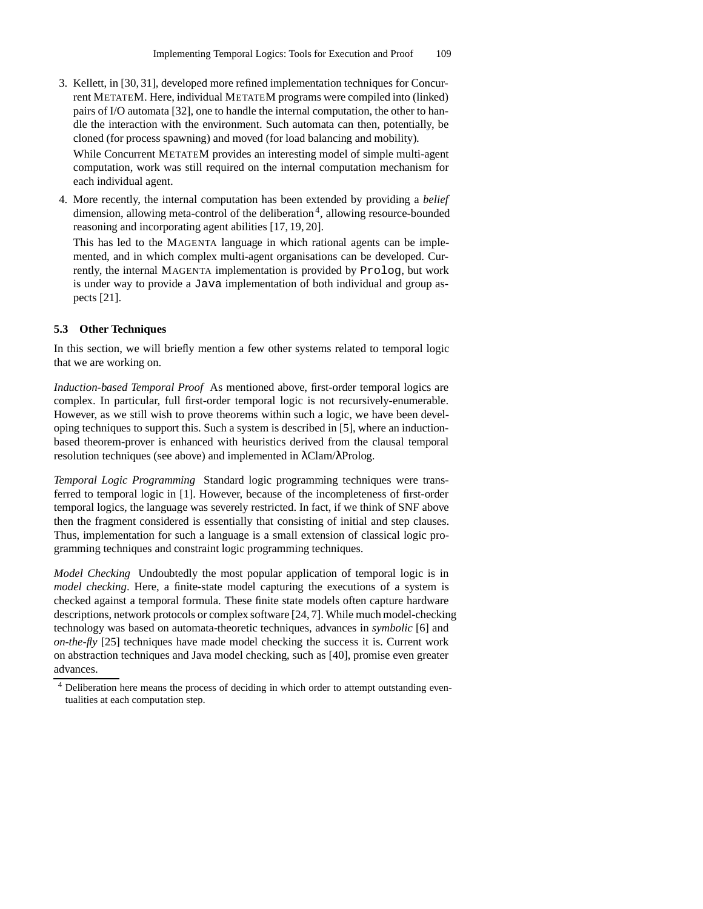3. Kellett, in [30, 31], developed more refined implementation techniques for Concurrent METATEM. Here, individual METATEM programs were compiled into (linked) pairs of I/O automata [32], one to handle the internal computation, the other to handle the interaction with the environment. Such automata can then, potentially, be cloned (for process spawning) and moved (for load balancing and mobility).

   While Concurrent METATEM provides an interesting model of simple multi-agent computation, work was still required on the internal computation mechanism for each individual agent.

4. More recently, the internal computation has been extended by providing a *belief* dimension, allowing meta-control of the deliberation[4], allowing resource-bounded reasoning and incorporating agent abilities [17, 19, 20].

   This has led to the MAGENTA language in which rational agents can be implemented, and in which complex multi-agent organisations can be developed. Currently, the internal MAGENTA implementation is provided by `Prolog`, but work is under way to provide a `Java` implementation of both individual and group aspects [21].

### 5.3 Other Techniques

In this section, we will briefly mention a few other systems related to temporal logic that we are working on.

*Induction-based Temporal Proof* As mentioned above, first-order temporal logics are complex. In particular, full first-order temporal logic is not recursively-enumerable. However, as we still wish to prove theorems within such a logic, we have been developing techniques to support this. Such a system is described in [5], where an induction-based theorem-prover is enhanced with heuristics derived from the clausal temporal resolution techniques (see above) and implemented in λClam/λProlog.

*Temporal Logic Programming* Standard logic programming techniques were transferred to temporal logic in [1]. However, because of the incompleteness of first-order temporal logics, the language was severely restricted. In fact, if we think of SNF above then the fragment considered is essentially that consisting of initial and step clauses. Thus, implementation for such a language is a small extension of classical logic programming techniques and constraint logic programming techniques.

*Model Checking* Undoubtedly the most popular application of temporal logic is in *model checking*. Here, a finite-state model capturing the executions of a system is checked against a temporal formula. These finite state models often capture hardware descriptions, network protocols or complex software [24, 7]. While much model-checking technology was based on automata-theoretic techniques, advances in *symbolic* [6] and *on-the-fly* [25] techniques have made model checking the success it is. Current work on abstraction techniques and Java model checking, such as [40], promise even greater advances.

[4] Deliberation here means the process of deciding in which order to attempt outstanding eventualities at each computation step.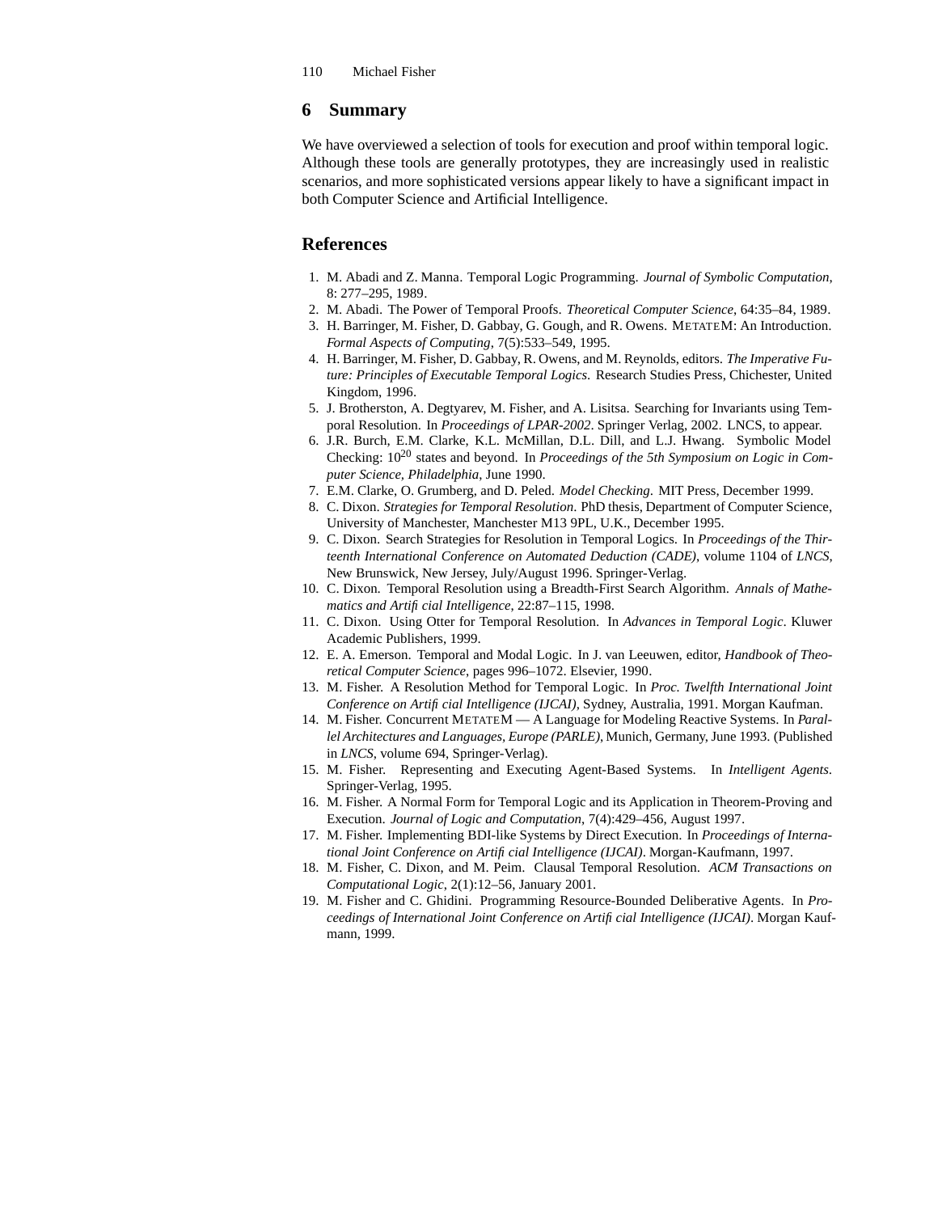## 6 Summary

We have overviewed a selection of tools for execution and proof within temporal logic. Although these tools are generally prototypes, they are increasingly used in realistic scenarios, and more sophisticated versions appear likely to have a significant impact in both Computer Science and Artificial Intelligence.

## References

1. M. Abadi and Z. Manna. Temporal Logic Programming. *Journal of Symbolic Computation*, 8: 277–295, 1989.
2. M. Abadi. The Power of Temporal Proofs. *Theoretical Computer Science*, 64:35–84, 1989.
3. H. Barringer, M. Fisher, D. Gabbay, G. Gough, and R. Owens. METATEM: An Introduction. *Formal Aspects of Computing*, 7(5):533–549, 1995.
4. H. Barringer, M. Fisher, D. Gabbay, R. Owens, and M. Reynolds, editors. *The Imperative Future: Principles of Executable Temporal Logics*. Research Studies Press, Chichester, United Kingdom, 1996.
5. J. Brotherston, A. Degtyarev, M. Fisher, and A. Lisitsa. Searching for Invariants using Temporal Resolution. In *Proceedings of LPAR-2002*. Springer Verlag, 2002. LNCS, to appear.
6. J.R. Burch, E.M. Clarke, K.L. McMillan, D.L. Dill, and L.J. Hwang. Symbolic Model Checking: $10^{20}$ states and beyond. In *Proceedings of the 5th Symposium on Logic in Computer Science, Philadelphia*, June 1990.
7. E.M. Clarke, O. Grumberg, and D. Peled. *Model Checking*. MIT Press, December 1999.
8. C. Dixon. *Strategies for Temporal Resolution*. PhD thesis, Department of Computer Science, University of Manchester, Manchester M13 9PL, U.K., December 1995.
9. C. Dixon. Search Strategies for Resolution in Temporal Logics. In *Proceedings of the Thirteenth International Conference on Automated Deduction (CADE)*, volume 1104 of *LNCS*, New Brunswick, New Jersey, July/August 1996. Springer-Verlag.
10. C. Dixon. Temporal Resolution using a Breadth-First Search Algorithm. *Annals of Mathematics and Artificial Intelligence*, 22:87–115, 1998.
11. C. Dixon. Using Otter for Temporal Resolution. In *Advances in Temporal Logic*. Kluwer Academic Publishers, 1999.
12. E. A. Emerson. Temporal and Modal Logic. In J. van Leeuwen, editor, *Handbook of Theoretical Computer Science*, pages 996–1072. Elsevier, 1990.
13. M. Fisher. A Resolution Method for Temporal Logic. In *Proc. Twelfth International Joint Conference on Artificial Intelligence (IJCAI)*, Sydney, Australia, 1991. Morgan Kaufman.
14. M. Fisher. Concurrent METATEM — A Language for Modeling Reactive Systems. In *Parallel Architectures and Languages, Europe (PARLE)*, Munich, Germany, June 1993. (Published in *LNCS*, volume 694, Springer-Verlag).
15. M. Fisher. Representing and Executing Agent-Based Systems. In *Intelligent Agents*. Springer-Verlag, 1995.
16. M. Fisher. A Normal Form for Temporal Logic and its Application in Theorem-Proving and Execution. *Journal of Logic and Computation*, 7(4):429–456, August 1997.
17. M. Fisher. Implementing BDI-like Systems by Direct Execution. In *Proceedings of International Joint Conference on Artificial Intelligence (IJCAI)*. Morgan-Kaufmann, 1997.
18. M. Fisher, C. Dixon, and M. Peim. Clausal Temporal Resolution. *ACM Transactions on Computational Logic*, 2(1):12–56, January 2001.
19. M. Fisher and C. Ghidini. Programming Resource-Bounded Deliberative Agents. In *Proceedings of International Joint Conference on Artificial Intelligence (IJCAI)*. Morgan Kaufmann, 1999.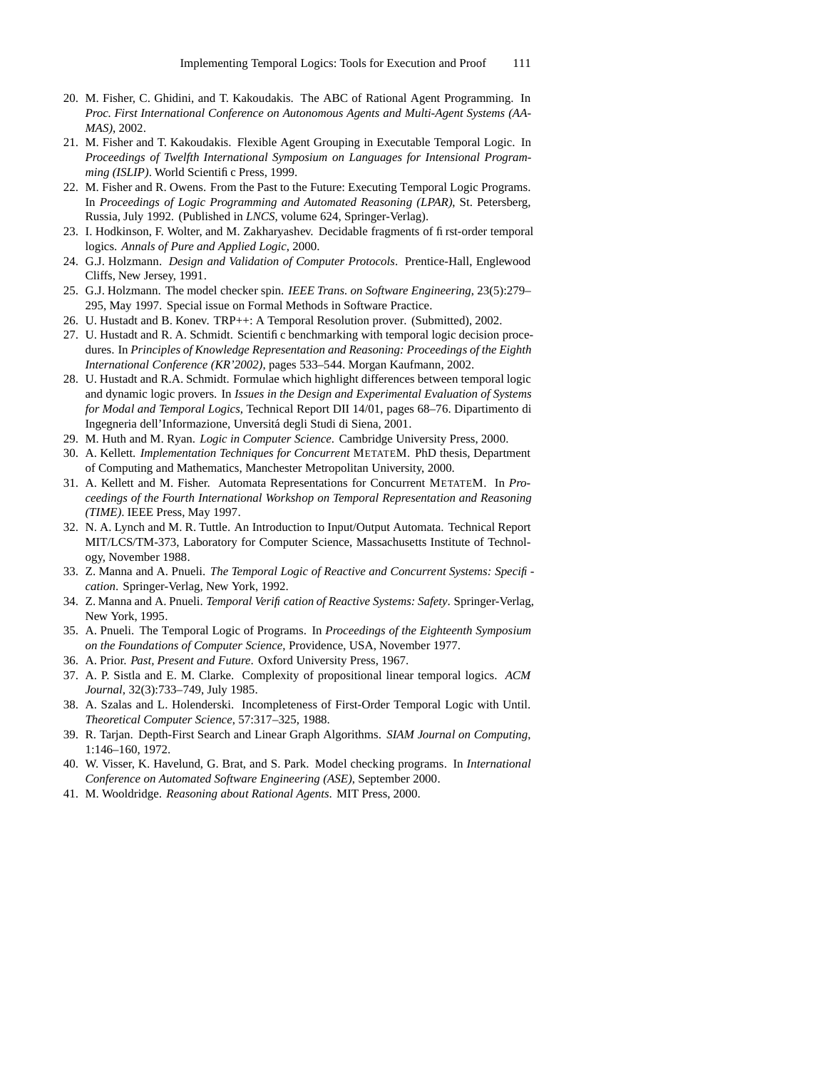20. M. Fisher, C. Ghidini, and T. Kakoudakis. The ABC of Rational Agent Programming. In *Proc. First International Conference on Autonomous Agents and Multi-Agent Systems (AAMAS)*, 2002.
21. M. Fisher and T. Kakoudakis. Flexible Agent Grouping in Executable Temporal Logic. In *Proceedings of Twelfth International Symposium on Languages for Intensional Programming (ISLIP)*. World Scientific Press, 1999.
22. M. Fisher and R. Owens. From the Past to the Future: Executing Temporal Logic Programs. In *Proceedings of Logic Programming and Automated Reasoning (LPAR)*, St. Petersberg, Russia, July 1992. (Published in *LNCS*, volume 624, Springer-Verlag).
23. I. Hodkinson, F. Wolter, and M. Zakharyashev. Decidable fragments of first-order temporal logics. *Annals of Pure and Applied Logic*, 2000.
24. G.J. Holzmann. *Design and Validation of Computer Protocols*. Prentice-Hall, Englewood Cliffs, New Jersey, 1991.
25. G.J. Holzmann. The model checker spin. *IEEE Trans. on Software Engineering*, 23(5):279–295, May 1997. Special issue on Formal Methods in Software Practice.
26. U. Hustadt and B. Konev. TRP++: A Temporal Resolution prover. (Submitted), 2002.
27. U. Hustadt and R. A. Schmidt. Scientific benchmarking with temporal logic decision procedures. In *Principles of Knowledge Representation and Reasoning: Proceedings of the Eighth International Conference (KR'2002)*, pages 533–544. Morgan Kaufmann, 2002.
28. U. Hustadt and R.A. Schmidt. Formulae which highlight differences between temporal logic and dynamic logic provers. In *Issues in the Design and Experimental Evaluation of Systems for Modal and Temporal Logics*, Technical Report DII 14/01, pages 68–76. Dipartimento di Ingegneria dell'Informazione, Universitá degli Studi di Siena, 2001.
29. M. Huth and M. Ryan. *Logic in Computer Science*. Cambridge University Press, 2000.
30. A. Kellett. *Implementation Techniques for Concurrent* METATEM. PhD thesis, Department of Computing and Mathematics, Manchester Metropolitan University, 2000.
31. A. Kellett and M. Fisher. Automata Representations for Concurrent METATEM. In *Proceedings of the Fourth International Workshop on Temporal Representation and Reasoning (TIME)*. IEEE Press, May 1997.
32. N. A. Lynch and M. R. Tuttle. An Introduction to Input/Output Automata. Technical Report MIT/LCS/TM-373, Laboratory for Computer Science, Massachusetts Institute of Technology, November 1988.
33. Z. Manna and A. Pnueli. *The Temporal Logic of Reactive and Concurrent Systems: Specification*. Springer-Verlag, New York, 1992.
34. Z. Manna and A. Pnueli. *Temporal Verification of Reactive Systems: Safety*. Springer-Verlag, New York, 1995.
35. A. Pnueli. The Temporal Logic of Programs. In *Proceedings of the Eighteenth Symposium on the Foundations of Computer Science*, Providence, USA, November 1977.
36. A. Prior. *Past, Present and Future*. Oxford University Press, 1967.
37. A. P. Sistla and E. M. Clarke. Complexity of propositional linear temporal logics. *ACM Journal*, 32(3):733–749, July 1985.
38. A. Szalas and L. Holenderski. Incompleteness of First-Order Temporal Logic with Until. *Theoretical Computer Science*, 57:317–325, 1988.
39. R. Tarjan. Depth-First Search and Linear Graph Algorithms. *SIAM Journal on Computing*, 1:146–160, 1972.
40. W. Visser, K. Havelund, G. Brat, and S. Park. Model checking programs. In *International Conference on Automated Software Engineering (ASE)*, September 2000.
41. M. Wooldridge. *Reasoning about Rational Agents*. MIT Press, 2000.